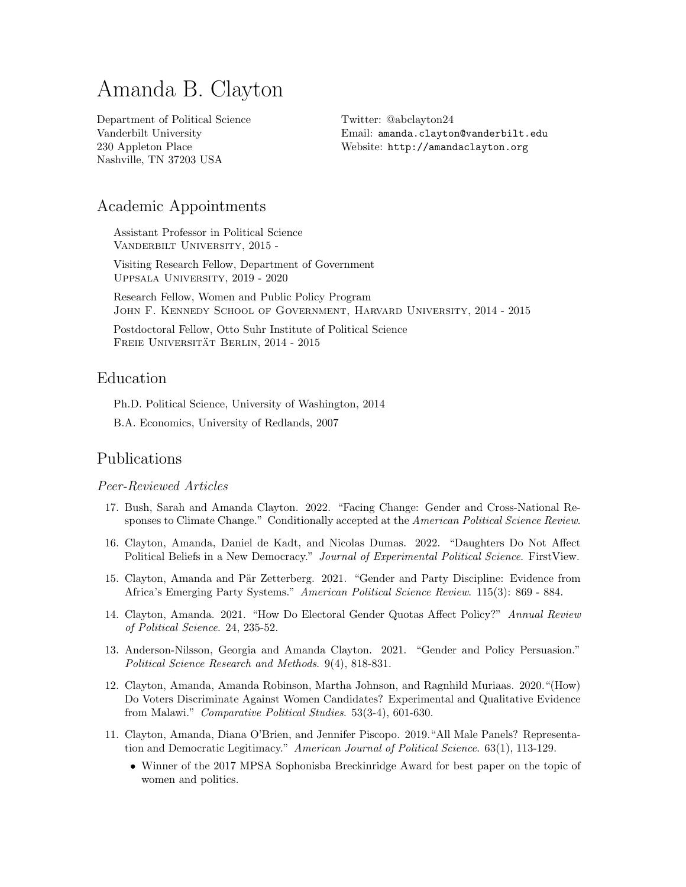# Amanda B. Clayton

Department of Political Science
Vanderbilt University
230 Appleton Place
Nashville, TN 37203 USA

Twitter: @abclayton24
Email: amanda.clayton@vanderbilt.edu
Website: http://amandaclayton.org

## Academic Appointments

Assistant Professor in Political Science
Vanderbilt University, 2015 -

Visiting Research Fellow, Department of Government
Uppsala University, 2019 - 2020

Research Fellow, Women and Public Policy Program
John F. Kennedy School of Government, Harvard University, 2014 - 2015

Postdoctoral Fellow, Otto Suhr Institute of Political Science
Freie Universität Berlin, 2014 - 2015

## Education

Ph.D. Political Science, University of Washington, 2014

B.A. Economics, University of Redlands, 2007

## Publications

### *Peer-Reviewed Articles*

17. Bush, Sarah and Amanda Clayton. 2022. "Facing Change: Gender and Cross-National Responses to Climate Change." Conditionally accepted at the *American Political Science Review*.

16. Clayton, Amanda, Daniel de Kadt, and Nicolas Dumas. 2022. "Daughters Do Not Affect Political Beliefs in a New Democracy." *Journal of Experimental Political Science*. FirstView.

15. Clayton, Amanda and Pär Zetterberg. 2021. "Gender and Party Discipline: Evidence from Africa's Emerging Party Systems." *American Political Science Review*. 115(3): 869 - 884.

14. Clayton, Amanda. 2021. "How Do Electoral Gender Quotas Affect Policy?" *Annual Review of Political Science*. 24, 235-52.

13. Anderson-Nilsson, Georgia and Amanda Clayton. 2021. "Gender and Policy Persuasion." *Political Science Research and Methods*. 9(4), 818-831.

12. Clayton, Amanda, Amanda Robinson, Martha Johnson, and Ragnhild Muriaas. 2020. "(How) Do Voters Discriminate Against Women Candidates? Experimental and Qualitative Evidence from Malawi." *Comparative Political Studies*. 53(3-4), 601-630.

11. Clayton, Amanda, Diana O'Brien, and Jennifer Piscopo. 2019. "All Male Panels? Representation and Democratic Legitimacy." *American Journal of Political Science*. 63(1), 113-129.
    - Winner of the 2017 MPSA Sophonisba Breckinridge Award for best paper on the topic of women and politics.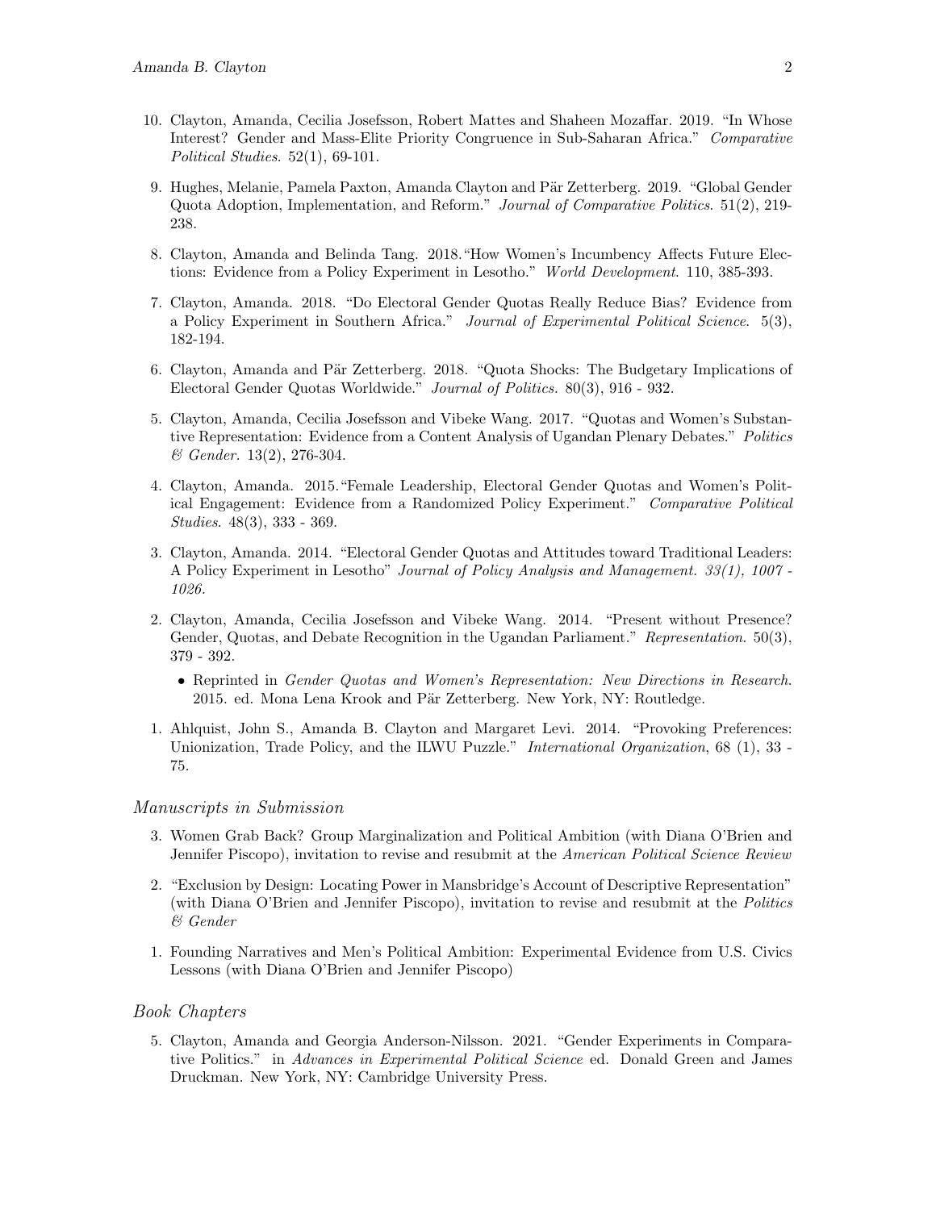10. Clayton, Amanda, Cecilia Josefsson, Robert Mattes and Shaheen Mozaffar. 2019. "In Whose Interest? Gender and Mass-Elite Priority Congruence in Sub-Saharan Africa." *Comparative Political Studies*. 52(1), 69-101.

9. Hughes, Melanie, Pamela Paxton, Amanda Clayton and Pär Zetterberg. 2019. "Global Gender Quota Adoption, Implementation, and Reform." *Journal of Comparative Politics.* 51(2), 219-238.

8. Clayton, Amanda and Belinda Tang. 2018."How Women's Incumbency Affects Future Elections: Evidence from a Policy Experiment in Lesotho." *World Development*. 110, 385-393.

7. Clayton, Amanda. 2018. "Do Electoral Gender Quotas Really Reduce Bias? Evidence from a Policy Experiment in Southern Africa." *Journal of Experimental Political Science*. 5(3), 182-194.

6. Clayton, Amanda and Pär Zetterberg. 2018. "Quota Shocks: The Budgetary Implications of Electoral Gender Quotas Worldwide." *Journal of Politics.* 80(3), 916 - 932.

5. Clayton, Amanda, Cecilia Josefsson and Vibeke Wang. 2017. "Quotas and Women's Substantive Representation: Evidence from a Content Analysis of Ugandan Plenary Debates." *Politics & Gender.* 13(2), 276-304.

4. Clayton, Amanda. 2015."Female Leadership, Electoral Gender Quotas and Women's Political Engagement: Evidence from a Randomized Policy Experiment." *Comparative Political Studies*. 48(3), 333 - 369.

3. Clayton, Amanda. 2014. "Electoral Gender Quotas and Attitudes toward Traditional Leaders: A Policy Experiment in Lesotho" *Journal of Policy Analysis and Management. 33(1), 1007 - 1026.*

2. Clayton, Amanda, Cecilia Josefsson and Vibeke Wang. 2014. "Present without Presence? Gender, Quotas, and Debate Recognition in the Ugandan Parliament." *Representation*. 50(3), 379 - 392.
   - Reprinted in *Gender Quotas and Women's Representation: New Directions in Research*. 2015. ed. Mona Lena Krook and Pär Zetterberg. New York, NY: Routledge.

1. Ahlquist, John S., Amanda B. Clayton and Margaret Levi. 2014. "Provoking Preferences: Unionization, Trade Policy, and the ILWU Puzzle." *International Organization*, 68 (1), 33 - 75.

### *Manuscripts in Submission*

3. Women Grab Back? Group Marginalization and Political Ambition (with Diana O'Brien and Jennifer Piscopo), invitation to revise and resubmit at the *American Political Science Review*

2. "Exclusion by Design: Locating Power in Mansbridge's Account of Descriptive Representation" (with Diana O'Brien and Jennifer Piscopo), invitation to revise and resubmit at the *Politics & Gender*

1. Founding Narratives and Men's Political Ambition: Experimental Evidence from U.S. Civics Lessons (with Diana O'Brien and Jennifer Piscopo)

### *Book Chapters*

5. Clayton, Amanda and Georgia Anderson-Nilsson. 2021. "Gender Experiments in Comparative Politics." in *Advances in Experimental Political Science* ed. Donald Green and James Druckman. New York, NY: Cambridge University Press.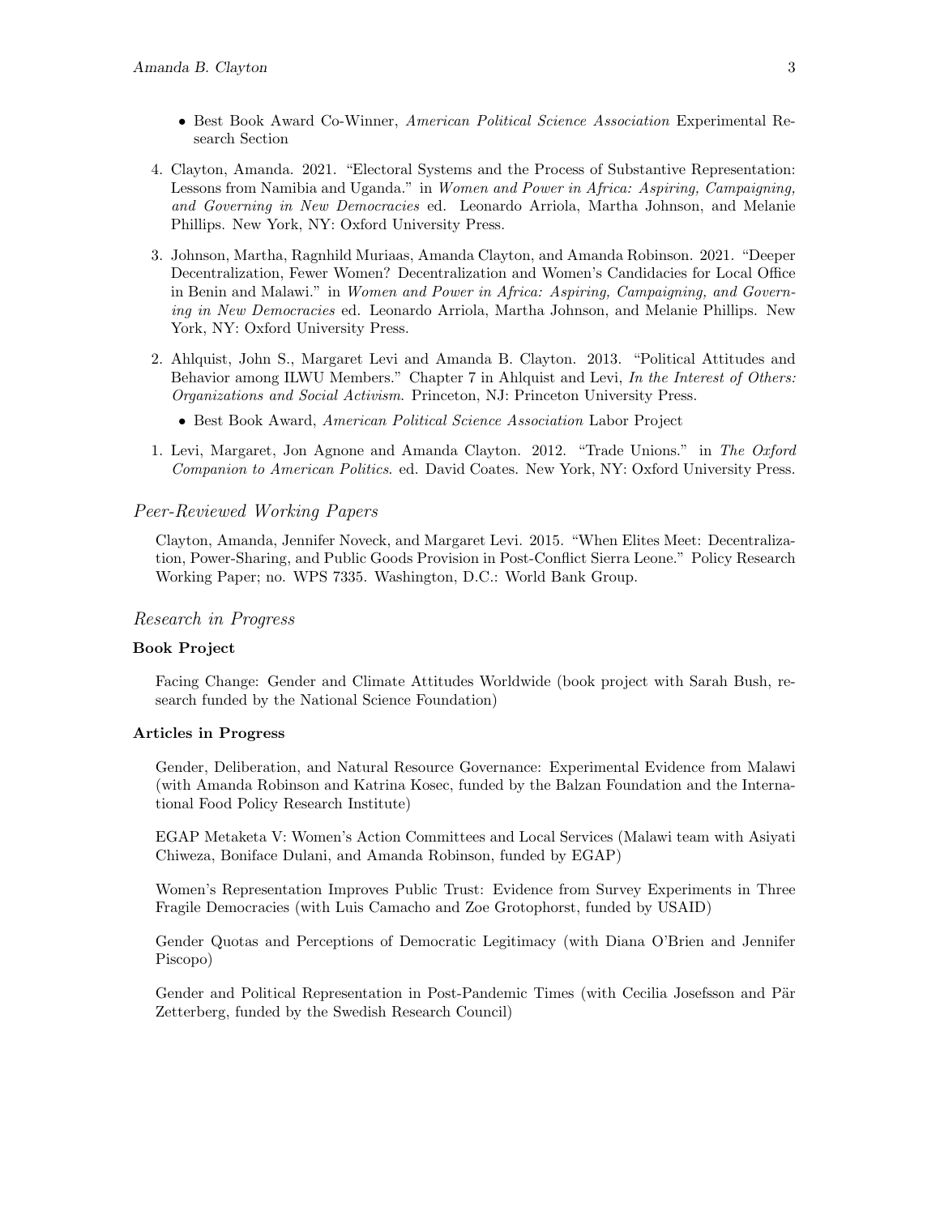- Best Book Award Co-Winner, *American Political Science Association* Experimental Research Section

4. Clayton, Amanda. 2021. "Electoral Systems and the Process of Substantive Representation: Lessons from Namibia and Uganda." in *Women and Power in Africa: Aspiring, Campaigning, and Governing in New Democracies* ed. Leonardo Arriola, Martha Johnson, and Melanie Phillips. New York, NY: Oxford University Press.

3. Johnson, Martha, Ragnhild Muriaas, Amanda Clayton, and Amanda Robinson. 2021. "Deeper Decentralization, Fewer Women? Decentralization and Women's Candidacies for Local Office in Benin and Malawi." in *Women and Power in Africa: Aspiring, Campaigning, and Governing in New Democracies* ed. Leonardo Arriola, Martha Johnson, and Melanie Phillips. New York, NY: Oxford University Press.

2. Ahlquist, John S., Margaret Levi and Amanda B. Clayton. 2013. "Political Attitudes and Behavior among ILWU Members." Chapter 7 in Ahlquist and Levi, *In the Interest of Others: Organizations and Social Activism*. Princeton, NJ: Princeton University Press.
   - Best Book Award, *American Political Science Association* Labor Project

1. Levi, Margaret, Jon Agnone and Amanda Clayton. 2012. "Trade Unions." in *The Oxford Companion to American Politics*. ed. David Coates. New York, NY: Oxford University Press.

## *Peer-Reviewed Working Papers*

Clayton, Amanda, Jennifer Noveck, and Margaret Levi. 2015. "When Elites Meet: Decentralization, Power-Sharing, and Public Goods Provision in Post-Conflict Sierra Leone." Policy Research Working Paper; no. WPS 7335. Washington, D.C.: World Bank Group.

## *Research in Progress*

### Book Project

Facing Change: Gender and Climate Attitudes Worldwide (book project with Sarah Bush, research funded by the National Science Foundation)

### Articles in Progress

Gender, Deliberation, and Natural Resource Governance: Experimental Evidence from Malawi (with Amanda Robinson and Katrina Kosec, funded by the Balzan Foundation and the International Food Policy Research Institute)

EGAP Metaketa V: Women's Action Committees and Local Services (Malawi team with Asiyati Chiweza, Boniface Dulani, and Amanda Robinson, funded by EGAP)

Women's Representation Improves Public Trust: Evidence from Survey Experiments in Three Fragile Democracies (with Luis Camacho and Zoe Grotophorst, funded by USAID)

Gender Quotas and Perceptions of Democratic Legitimacy (with Diana O'Brien and Jennifer Piscopo)

Gender and Political Representation in Post-Pandemic Times (with Cecilia Josefsson and Pär Zetterberg, funded by the Swedish Research Council)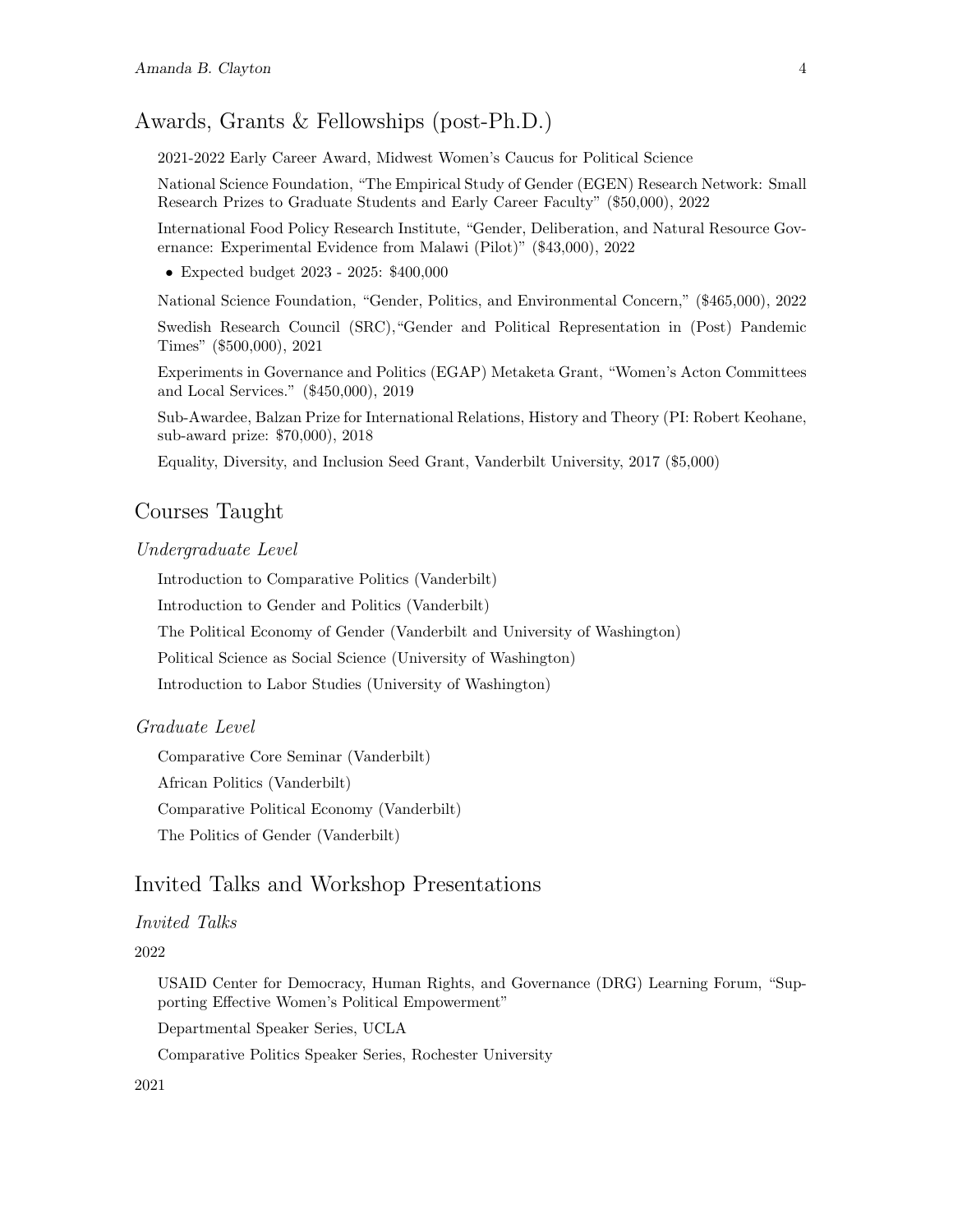## Awards, Grants & Fellowships (post-Ph.D.)

2021-2022 Early Career Award, Midwest Women's Caucus for Political Science

National Science Foundation, "The Empirical Study of Gender (EGEN) Research Network: Small Research Prizes to Graduate Students and Early Career Faculty" ($50,000), 2022

International Food Policy Research Institute, "Gender, Deliberation, and Natural Resource Governance: Experimental Evidence from Malawi (Pilot)" ($43,000), 2022

- Expected budget 2023 - 2025: $400,000

National Science Foundation, "Gender, Politics, and Environmental Concern," ($465,000), 2022

Swedish Research Council (SRC),"Gender and Political Representation in (Post) Pandemic Times" ($500,000), 2021

Experiments in Governance and Politics (EGAP) Metaketa Grant, "Women's Acton Committees and Local Services." ($450,000), 2019

Sub-Awardee, Balzan Prize for International Relations, History and Theory (PI: Robert Keohane, sub-award prize: $70,000), 2018

Equality, Diversity, and Inclusion Seed Grant, Vanderbilt University, 2017 ($5,000)

## Courses Taught

### *Undergraduate Level*

Introduction to Comparative Politics (Vanderbilt)

Introduction to Gender and Politics (Vanderbilt)

The Political Economy of Gender (Vanderbilt and University of Washington)

Political Science as Social Science (University of Washington)

Introduction to Labor Studies (University of Washington)

### *Graduate Level*

Comparative Core Seminar (Vanderbilt)

African Politics (Vanderbilt)

Comparative Political Economy (Vanderbilt)

The Politics of Gender (Vanderbilt)

## Invited Talks and Workshop Presentations

### *Invited Talks*

2022

USAID Center for Democracy, Human Rights, and Governance (DRG) Learning Forum, "Supporting Effective Women's Political Empowerment"

Departmental Speaker Series, UCLA

Comparative Politics Speaker Series, Rochester University

2021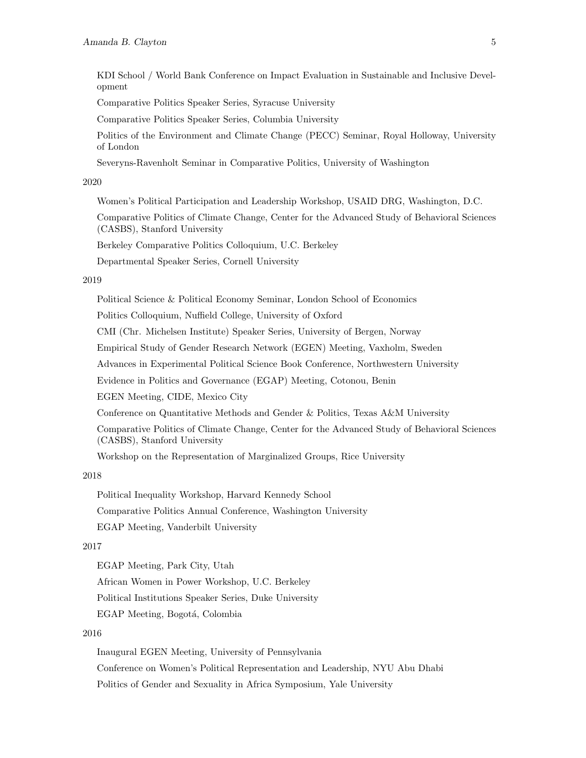KDI School / World Bank Conference on Impact Evaluation in Sustainable and Inclusive Development

Comparative Politics Speaker Series, Syracuse University

Comparative Politics Speaker Series, Columbia University

Politics of the Environment and Climate Change (PECC) Seminar, Royal Holloway, University of London

Severyns-Ravenholt Seminar in Comparative Politics, University of Washington

2020

Women's Political Participation and Leadership Workshop, USAID DRG, Washington, D.C.

Comparative Politics of Climate Change, Center for the Advanced Study of Behavioral Sciences (CASBS), Stanford University

Berkeley Comparative Politics Colloquium, U.C. Berkeley

Departmental Speaker Series, Cornell University

2019

Political Science & Political Economy Seminar, London School of Economics

Politics Colloquium, Nuffield College, University of Oxford

CMI (Chr. Michelsen Institute) Speaker Series, University of Bergen, Norway

Empirical Study of Gender Research Network (EGEN) Meeting, Vaxholm, Sweden

Advances in Experimental Political Science Book Conference, Northwestern University

Evidence in Politics and Governance (EGAP) Meeting, Cotonou, Benin

EGEN Meeting, CIDE, Mexico City

Conference on Quantitative Methods and Gender & Politics, Texas A&M University

Comparative Politics of Climate Change, Center for the Advanced Study of Behavioral Sciences (CASBS), Stanford University

Workshop on the Representation of Marginalized Groups, Rice University

2018

Political Inequality Workshop, Harvard Kennedy School

Comparative Politics Annual Conference, Washington University

EGAP Meeting, Vanderbilt University

2017

EGAP Meeting, Park City, Utah

African Women in Power Workshop, U.C. Berkeley

Political Institutions Speaker Series, Duke University

EGAP Meeting, Bogotá, Colombia

2016

Inaugural EGEN Meeting, University of Pennsylvania

Conference on Women's Political Representation and Leadership, NYU Abu Dhabi

Politics of Gender and Sexuality in Africa Symposium, Yale University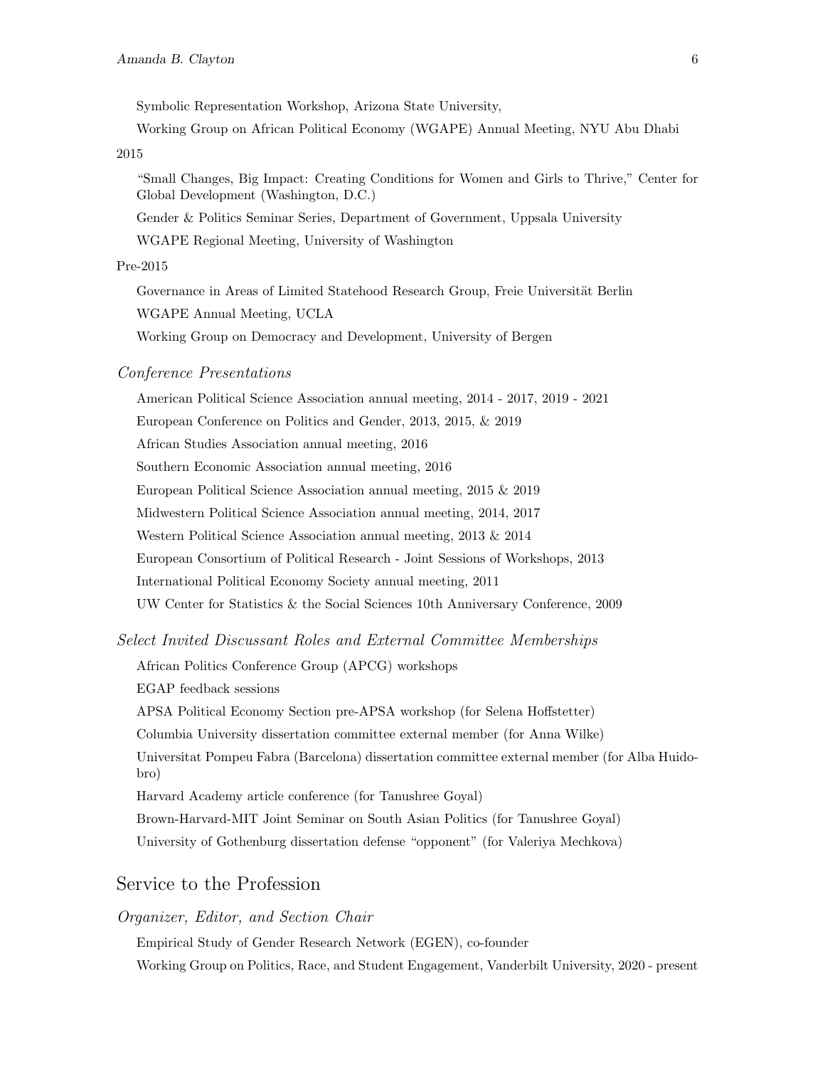Symbolic Representation Workshop, Arizona State University,

Working Group on African Political Economy (WGAPE) Annual Meeting, NYU Abu Dhabi

2015

"Small Changes, Big Impact: Creating Conditions for Women and Girls to Thrive," Center for Global Development (Washington, D.C.)

Gender & Politics Seminar Series, Department of Government, Uppsala University

WGAPE Regional Meeting, University of Washington

Pre-2015

Governance in Areas of Limited Statehood Research Group, Freie Universität Berlin

WGAPE Annual Meeting, UCLA

Working Group on Democracy and Development, University of Bergen

### *Conference Presentations*

American Political Science Association annual meeting, 2014 - 2017, 2019 - 2021

European Conference on Politics and Gender, 2013, 2015, & 2019

African Studies Association annual meeting, 2016

Southern Economic Association annual meeting, 2016

European Political Science Association annual meeting, 2015 & 2019

Midwestern Political Science Association annual meeting, 2014, 2017

Western Political Science Association annual meeting, 2013 & 2014

European Consortium of Political Research - Joint Sessions of Workshops, 2013

International Political Economy Society annual meeting, 2011

UW Center for Statistics & the Social Sciences 10th Anniversary Conference, 2009

### *Select Invited Discussant Roles and External Committee Memberships*

African Politics Conference Group (APCG) workshops

EGAP feedback sessions

APSA Political Economy Section pre-APSA workshop (for Selena Hoffstetter)

Columbia University dissertation committee external member (for Anna Wilke)

Universitat Pompeu Fabra (Barcelona) dissertation committee external member (for Alba Huidobro)

Harvard Academy article conference (for Tanushree Goyal)

Brown-Harvard-MIT Joint Seminar on South Asian Politics (for Tanushree Goyal)

University of Gothenburg dissertation defense "opponent" (for Valeriya Mechkova)

## Service to the Profession

### *Organizer, Editor, and Section Chair*

Empirical Study of Gender Research Network (EGEN), co-founder

Working Group on Politics, Race, and Student Engagement, Vanderbilt University, 2020 - present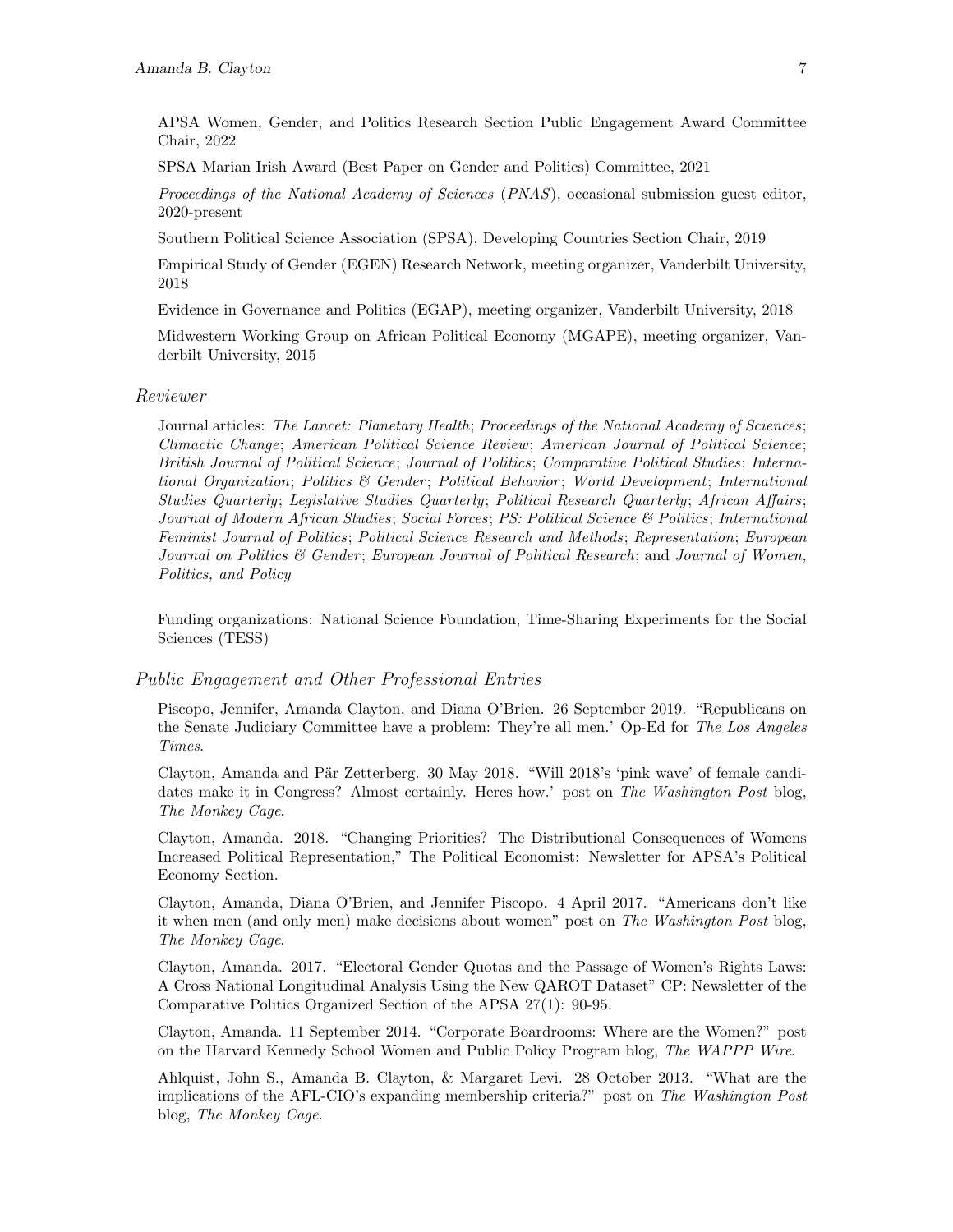APSA Women, Gender, and Politics Research Section Public Engagement Award Committee Chair, 2022

SPSA Marian Irish Award (Best Paper on Gender and Politics) Committee, 2021

*Proceedings of the National Academy of Sciences* (*PNAS*), occasional submission guest editor, 2020-present

Southern Political Science Association (SPSA), Developing Countries Section Chair, 2019

Empirical Study of Gender (EGEN) Research Network, meeting organizer, Vanderbilt University, 2018

Evidence in Governance and Politics (EGAP), meeting organizer, Vanderbilt University, 2018

Midwestern Working Group on African Political Economy (MGAPE), meeting organizer, Vanderbilt University, 2015

### *Reviewer*

Journal articles: *The Lancet: Planetary Health*; *Proceedings of the National Academy of Sciences*; *Climactic Change*; *American Political Science Review*; *American Journal of Political Science*; *British Journal of Political Science*; *Journal of Politics*; *Comparative Political Studies*; *International Organization*; *Politics & Gender*; *Political Behavior*; *World Development*; *International Studies Quarterly*; *Legislative Studies Quarterly*; *Political Research Quarterly*; *African Affairs*; *Journal of Modern African Studies*; *Social Forces*; *PS: Political Science & Politics*; *International Feminist Journal of Politics*; *Political Science Research and Methods*; *Representation*; *European Journal on Politics & Gender*; *European Journal of Political Research*; and *Journal of Women, Politics, and Policy*

Funding organizations: National Science Foundation, Time-Sharing Experiments for the Social Sciences (TESS)

### *Public Engagement and Other Professional Entries*

Piscopo, Jennifer, Amanda Clayton, and Diana O'Brien. 26 September 2019. "Republicans on the Senate Judiciary Committee have a problem: They're all men.' Op-Ed for *The Los Angeles Times*.

Clayton, Amanda and Pär Zetterberg. 30 May 2018. "Will 2018's 'pink wave' of female candidates make it in Congress? Almost certainly. Heres how.' post on *The Washington Post* blog, *The Monkey Cage*.

Clayton, Amanda. 2018. "Changing Priorities? The Distributional Consequences of Womens Increased Political Representation," The Political Economist: Newsletter for APSA's Political Economy Section.

Clayton, Amanda, Diana O'Brien, and Jennifer Piscopo. 4 April 2017. "Americans don't like it when men (and only men) make decisions about women" post on *The Washington Post* blog, *The Monkey Cage*.

Clayton, Amanda. 2017. "Electoral Gender Quotas and the Passage of Women's Rights Laws: A Cross National Longitudinal Analysis Using the New QAROT Dataset" CP: Newsletter of the Comparative Politics Organized Section of the APSA 27(1): 90-95.

Clayton, Amanda. 11 September 2014. "Corporate Boardrooms: Where are the Women?" post on the Harvard Kennedy School Women and Public Policy Program blog, *The WAPPP Wire*.

Ahlquist, John S., Amanda B. Clayton, & Margaret Levi. 28 October 2013. "What are the implications of the AFL-CIO's expanding membership criteria?" post on *The Washington Post* blog, *The Monkey Cage*.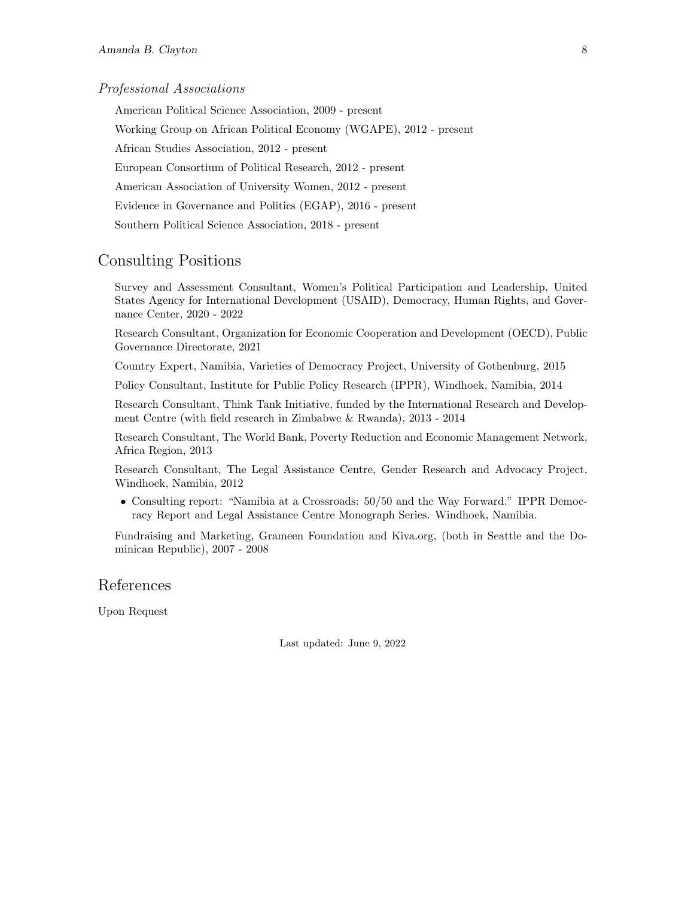### *Professional Associations*

American Political Science Association, 2009 - present

Working Group on African Political Economy (WGAPE), 2012 - present

African Studies Association, 2012 - present

European Consortium of Political Research, 2012 - present

American Association of University Women, 2012 - present

Evidence in Governance and Politics (EGAP), 2016 - present

Southern Political Science Association, 2018 - present

## Consulting Positions

Survey and Assessment Consultant, Women's Political Participation and Leadership, United States Agency for International Development (USAID), Democracy, Human Rights, and Governance Center, 2020 - 2022

Research Consultant, Organization for Economic Cooperation and Development (OECD), Public Governance Directorate, 2021

Country Expert, Namibia, Varieties of Democracy Project, University of Gothenburg, 2015

Policy Consultant, Institute for Public Policy Research (IPPR), Windhoek, Namibia, 2014

Research Consultant, Think Tank Initiative, funded by the International Research and Development Centre (with field research in Zimbabwe & Rwanda), 2013 - 2014

Research Consultant, The World Bank, Poverty Reduction and Economic Management Network, Africa Region, 2013

Research Consultant, The Legal Assistance Centre, Gender Research and Advocacy Project, Windhoek, Namibia, 2012

- Consulting report: "Namibia at a Crossroads: 50/50 and the Way Forward." IPPR Democracy Report and Legal Assistance Centre Monograph Series. Windhoek, Namibia.

Fundraising and Marketing, Grameen Foundation and Kiva.org, (both in Seattle and the Dominican Republic), 2007 - 2008

## References

Upon Request

Last updated: June 9, 2022